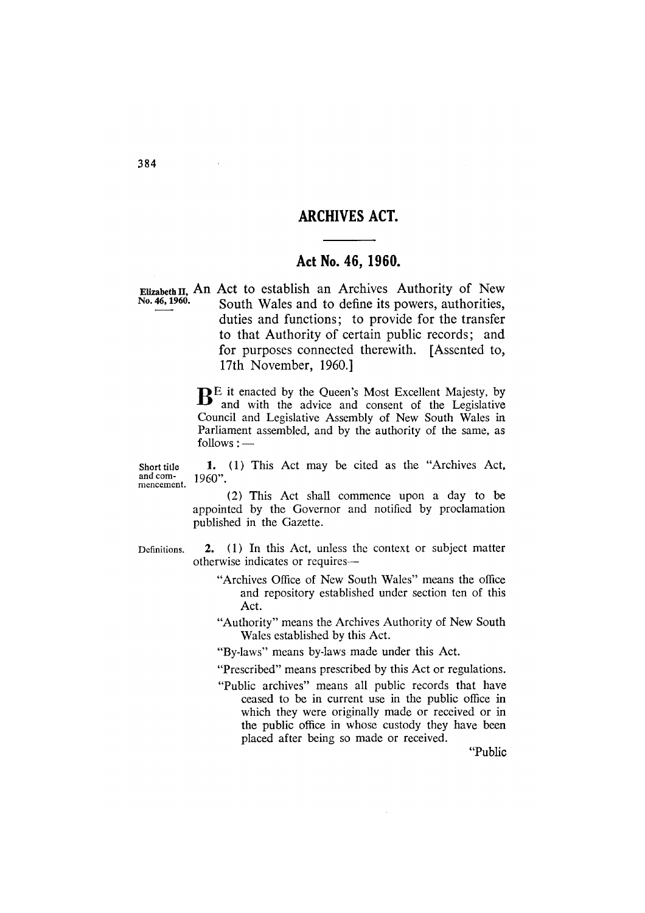# ARCHIVES ACT.

## Act No. 46, 1960.

Elizabeth II, No. 46, 1960.

An Act to establish an Archives Authority of New South Wales and to define its powers, authorities, duties and functions; to provide for the transfer to that Authority of certain public records; and for purposes connected therewith. [Assented to, 17th November, 1960.]

BE it enacted by the Queen's Most Excellent Majesty, by and with the advice and consent of the Legislative Council and Legislative Assembly of New South Wales in Parliament assembled, and by the authority of the same, as follows: —

Short title and commencement.

**1.** (1) This Act may be cited as the "Archives Act, 1960".

(2) This Act shall commence upon a day to be appointed by the Governor and notified by proclamation published in the Gazette.

Definitions.

**2.** (1) In this Act, unless the context or subject matter otherwise indicates or requires—

"Archives Office of New South Wales" means the office and repository established under section ten of this Act.

"Authority" means the Archives Authority of New South Wales established by this Act.

"By-laws" means by-laws made under this Act.

"Prescribed" means prescribed by this Act or regulations.

"Public archives" means all public records that have ceased to be in current use in the public office in which they were originally made or received or in the public office in whose custody they have been placed after being so made or received.

"Public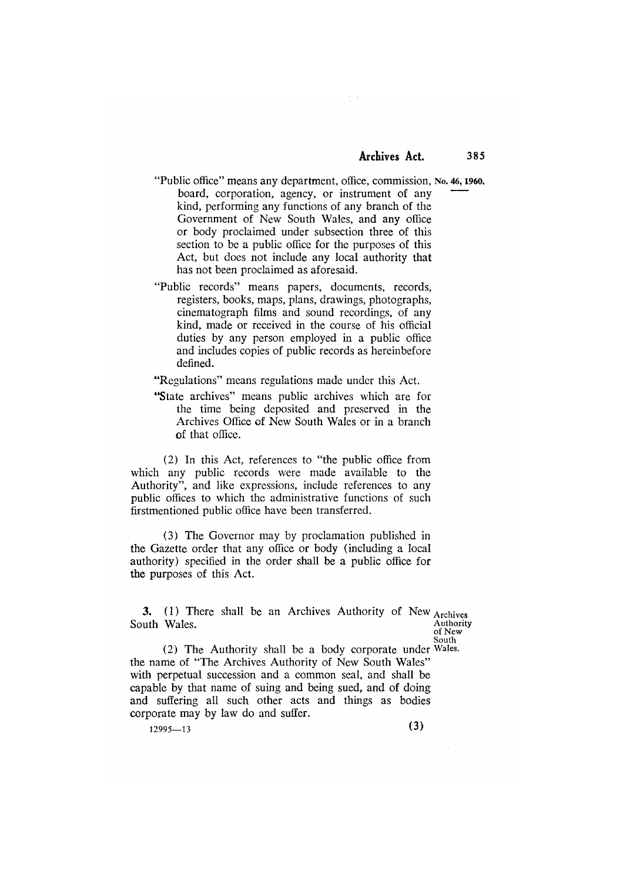"Public office" means any department, office, commission, board, corporation, agency, or instrument of any kind, performing any functions of any branch of the Government of New South Wales, and any office or body proclaimed under subsection three of this section to be a public office for the purposes of this Act, but does not include any local authority that has not been proclaimed as aforesaid.

"Public records" means papers, documents, records, registers, books, maps, plans, drawings, photographs, cinematograph films and sound recordings, of any kind, made or received in the course of his official duties by any person employed in a public office and includes copies of public records as hereinbefore defined.

"Regulations" means regulations made under this Act.

"State archives" means public archives which are for the time being deposited and preserved in the Archives Office of New South Wales or in a branch of that office.

(2) In this Act, references to "the public office from which any public records were made available to the Authority", and like expressions, include references to any public offices to which the administrative functions of such firstmentioned public office have been transferred.

(3) The Governor may by proclamation published in the Gazette order that any office or body (including a local authority) specified in the order shall be a public office for the purposes of this Act.

**3.** (1) There shall be an Archives Authority of New South Wales.

*Archives Authority of New South Wales.*

(2) The Authority shall be a body corporate under the name of "The Archives Authority of New South Wales" with perpetual succession and a common seal, and shall be capable by that name of suing and being sued, and of doing and suffering all such other acts and things as bodies corporate may by law do and suffer.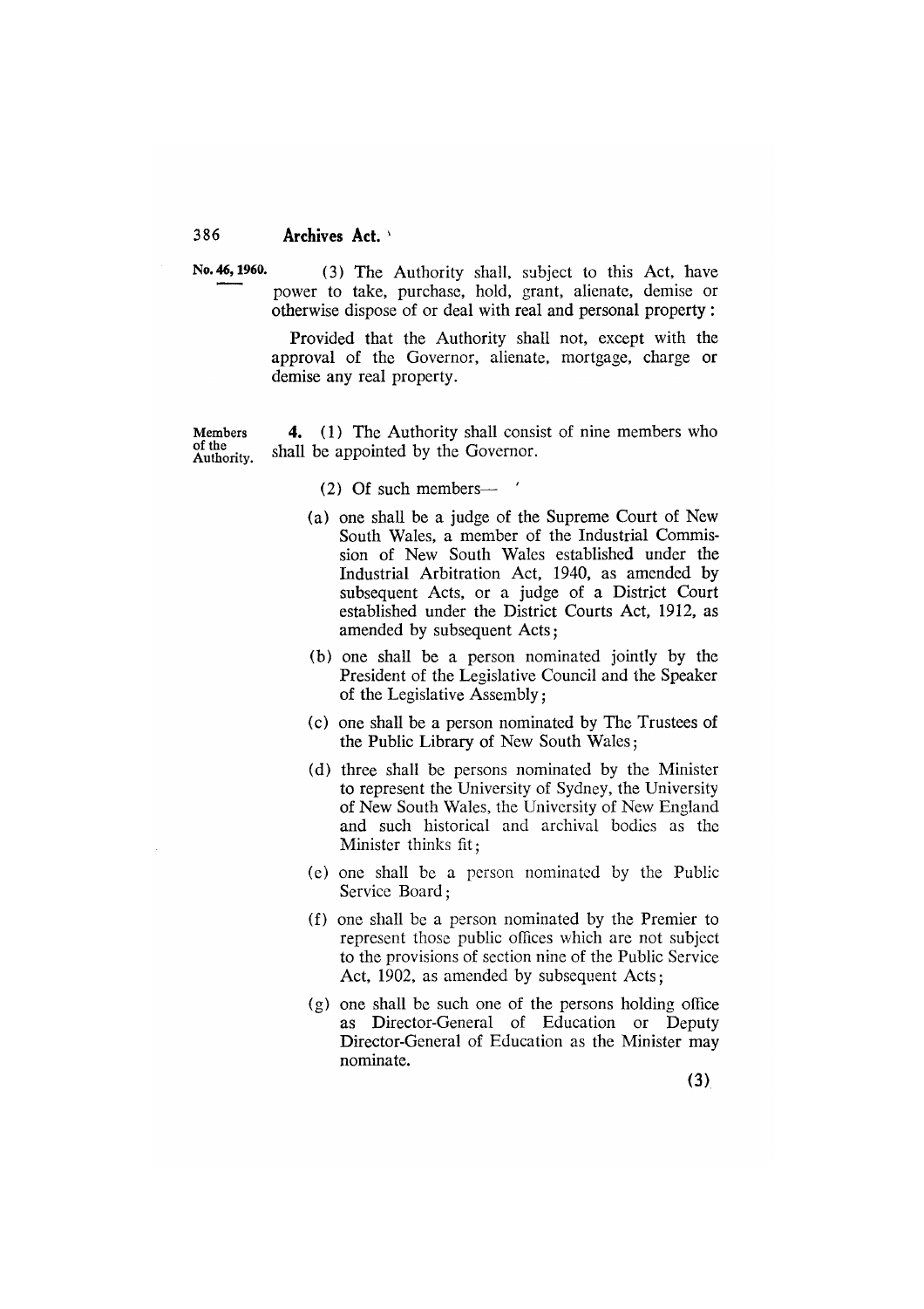(3) The Authority shall, subject to this Act, have power to take, purchase, hold, grant, alienate, demise or otherwise dispose of or deal with real and personal property:

Provided that the Authority shall not, except with the approval of the Governor, alienate, mortgage, charge or demise any real property.

Members of the Authority.

**4.** (1) The Authority shall consist of nine members who shall be appointed by the Governor.

(2) Of such members—

(a) one shall be a judge of the Supreme Court of New South Wales, a member of the Industrial Commission of New South Wales established under the Industrial Arbitration Act, 1940, as amended by subsequent Acts, or a judge of a District Court established under the District Courts Act, 1912, as amended by subsequent Acts;

(b) one shall be a person nominated jointly by the President of the Legislative Council and the Speaker of the Legislative Assembly;

(c) one shall be a person nominated by The Trustees of the Public Library of New South Wales;

(d) three shall be persons nominated by the Minister to represent the University of Sydney, the University of New South Wales, the University of New England and such historical and archival bodies as the Minister thinks fit;

(e) one shall be a person nominated by the Public Service Board;

(f) one shall be a person nominated by the Premier to represent those public offices which are not subject to the provisions of section nine of the Public Service Act, 1902, as amended by subsequent Acts;

(g) one shall be such one of the persons holding office as Director-General of Education or Deputy Director-General of Education as the Minister may nominate.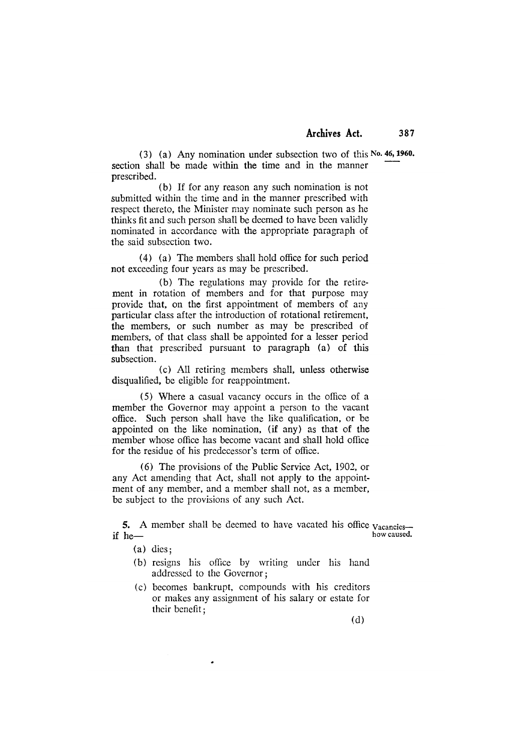No. 46, 1960.

(3) (a) Any nomination under subsection two of this section shall be made within the time and in the manner prescribed.

(b) If for any reason any such nomination is not submitted within the time and in the manner prescribed with respect thereto, the Minister may nominate such person as he thinks fit and such person shall be deemed to have been validly nominated in accordance with the appropriate paragraph of the said subsection two.

(4) (a) The members shall hold office for such period not exceeding four years as may be prescribed.

(b) The regulations may provide for the retirement in rotation of members and for that purpose may provide that, on the first appointment of members of any particular class after the introduction of rotational retirement, the members, or such number as may be prescribed of members, of that class shall be appointed for a lesser period than that prescribed pursuant to paragraph (a) of this subsection.

(c) All retiring members shall, unless otherwise disqualified, be eligible for reappointment.

(5) Where a casual vacancy occurs in the office of a member the Governor may appoint a person to the vacant office. Such person shall have the like qualification, or be appointed on the like nomination, (if any) as that of the member whose office has become vacant and shall hold office for the residue of his predecessor's term of office.

(6) The provisions of the Public Service Act, 1902, or any Act amending that Act, shall not apply to the appointment of any member, and a member shall not, as a member, be subject to the provisions of any such Act.

*Vacancies—how caused.*

**5.** A member shall be deemed to have vacated his office if he—

- (a) dies;
- (b) resigns his office by writing under his hand addressed to the Governor;
- (c) becomes bankrupt, compounds with his creditors or makes any assignment of his salary or estate for their benefit;

(d)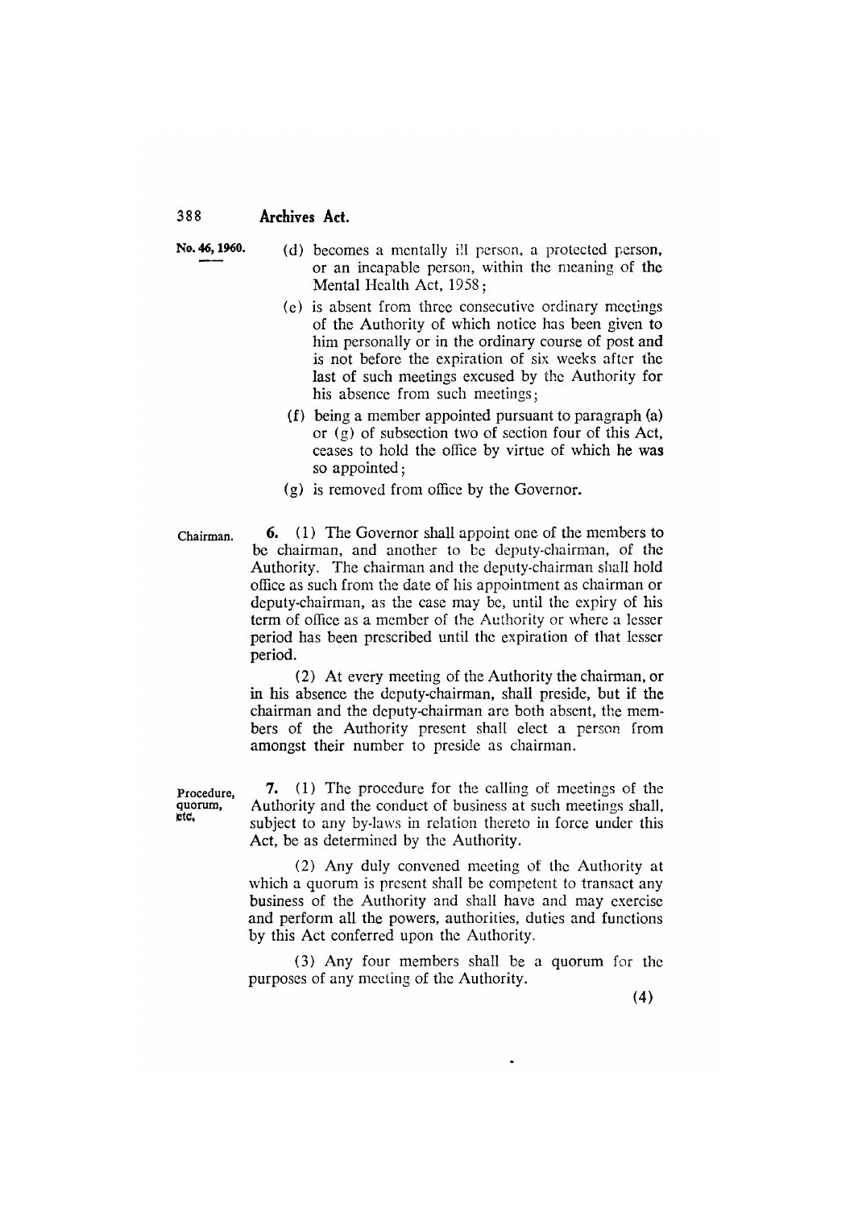(d) becomes a mentally ill person, a protected person, or an incapable person, within the meaning of the Mental Health Act, 1958;

(e) is absent from three consecutive ordinary meetings of the Authority of which notice has been given to him personally or in the ordinary course of post and is not before the expiration of six weeks after the last of such meetings excused by the Authority for his absence from such meetings;

(f) being a member appointed pursuant to paragraph (a) or (g) of subsection two of section four of this Act, ceases to hold the office by virtue of which he was so appointed;

(g) is removed from office by the Governor.

**Chairman.**

**6.** (1) The Governor shall appoint one of the members to be chairman, and another to be deputy-chairman, of the Authority. The chairman and the deputy-chairman shall hold office as such from the date of his appointment as chairman or deputy-chairman, as the case may be, until the expiry of his term of office as a member of the Authority or where a lesser period has been prescribed until the expiration of that lesser period.

(2) At every meeting of the Authority the chairman, or in his absence the deputy-chairman, shall preside, but if the chairman and the deputy-chairman are both absent, the members of the Authority present shall elect a person from amongst their number to preside as chairman.

**Procedure, quorum, etc.**

**7.** (1) The procedure for the calling of meetings of the Authority and the conduct of business at such meetings shall, subject to any by-laws in relation thereto in force under this Act, be as determined by the Authority.

(2) Any duly convened meeting of the Authority at which a quorum is present shall be competent to transact any business of the Authority and shall have and may exercise and perform all the powers, authorities, duties and functions by this Act conferred upon the Authority.

(3) Any four members shall be a quorum for the purposes of any meeting of the Authority.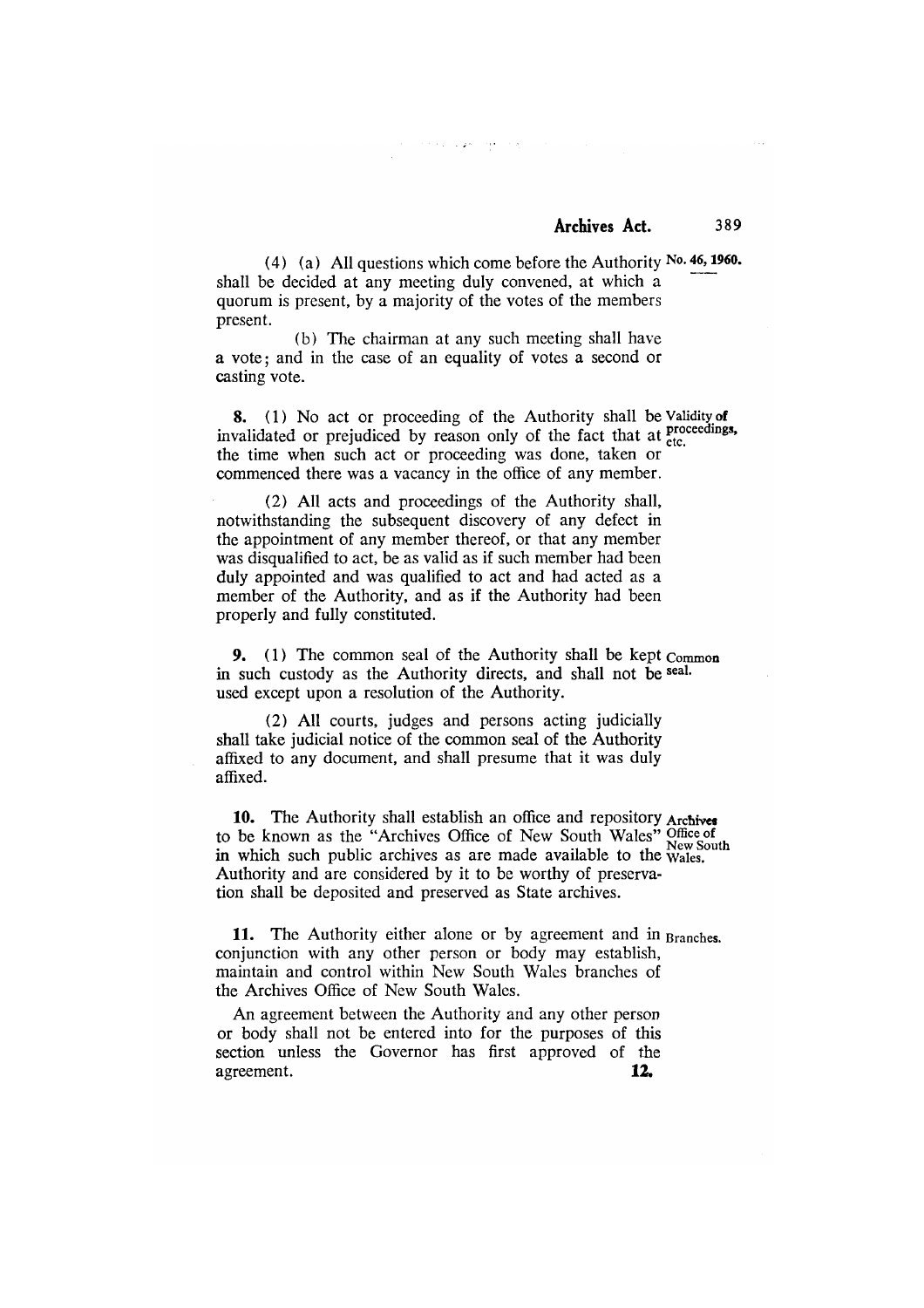(4) (a) All questions which come before the Authority shall be decided at any meeting duly convened, at which a quorum is present, by a majority of the votes of the members present.

(b) The chairman at any such meeting shall have a vote; and in the case of an equality of votes a second or casting vote.

**Validity of proceedings, etc.**

**8.** (1) No act or proceeding of the Authority shall be invalidated or prejudiced by reason only of the fact that at the time when such act or proceeding was done, taken or commenced there was a vacancy in the office of any member.

(2) All acts and proceedings of the Authority shall, notwithstanding the subsequent discovery of any defect in the appointment of any member thereof, or that any member was disqualified to act, be as valid as if such member had been duly appointed and was qualified to act and had acted as a member of the Authority, and as if the Authority had been properly and fully constituted.

**Common seal.**

**9.** (1) The common seal of the Authority shall be kept in such custody as the Authority directs, and shall not be used except upon a resolution of the Authority.

(2) All courts, judges and persons acting judicially shall take judicial notice of the common seal of the Authority affixed to any document, and shall presume that it was duly affixed.

**Archives Office of New South Wales.**

**10.** The Authority shall establish an office and repository to be known as the "Archives Office of New South Wales" in which such public archives as are made available to the Authority and are considered by it to be worthy of preservation shall be deposited and preserved as State archives.

**Branches.**

**11.** The Authority either alone or by agreement and in conjunction with any other person or body may establish, maintain and control within New South Wales branches of the Archives Office of New South Wales.

An agreement between the Authority and any other person or body shall not be entered into for the purposes of this section unless the Governor has first approved of the agreement.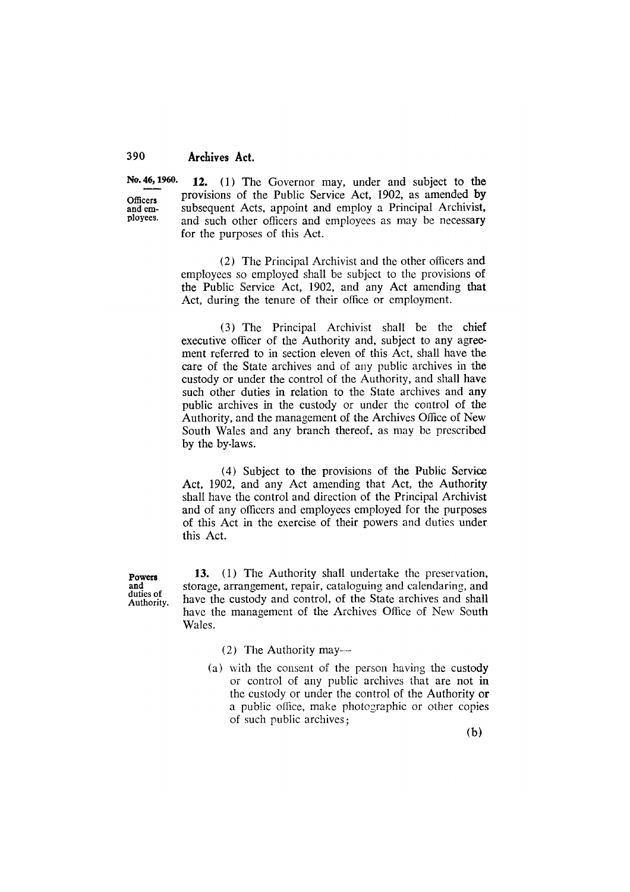No. 46, 1960.

**Officers and employees.**

**12.** (1) The Governor may, under and subject to the provisions of the Public Service Act, 1902, as amended by subsequent Acts, appoint and employ a Principal Archivist, and such other officers and employees as may be necessary for the purposes of this Act.

(2) The Principal Archivist and the other officers and employees so employed shall be subject to the provisions of the Public Service Act, 1902, and any Act amending that Act, during the tenure of their office or employment.

(3) The Principal Archivist shall be the chief executive officer of the Authority and, subject to any agreement referred to in section eleven of this Act, shall have the care of the State archives and of any public archives in the custody or under the control of the Authority, and shall have such other duties in relation to the State archives and any public archives in the custody or under the control of the Authority, and the management of the Archives Office of New South Wales and any branch thereof, as may be prescribed by the by-laws.

(4) Subject to the provisions of the Public Service Act, 1902, and any Act amending that Act, the Authority shall have the control and direction of the Principal Archivist and of any officers and employees employed for the purposes of this Act in the exercise of their powers and duties under this Act.

**Powers and duties of Authority.**

**13.** (1) The Authority shall undertake the preservation, storage, arrangement, repair, cataloguing and calendaring, and have the custody and control, of the State archives and shall have the management of the Archives Office of New South Wales.

(2) The Authority may—

(a) with the consent of the person having the custody or control of any public archives that are not in the custody or under the control of the Authority or a public office, make photographic or other copies of such public archives;

(b)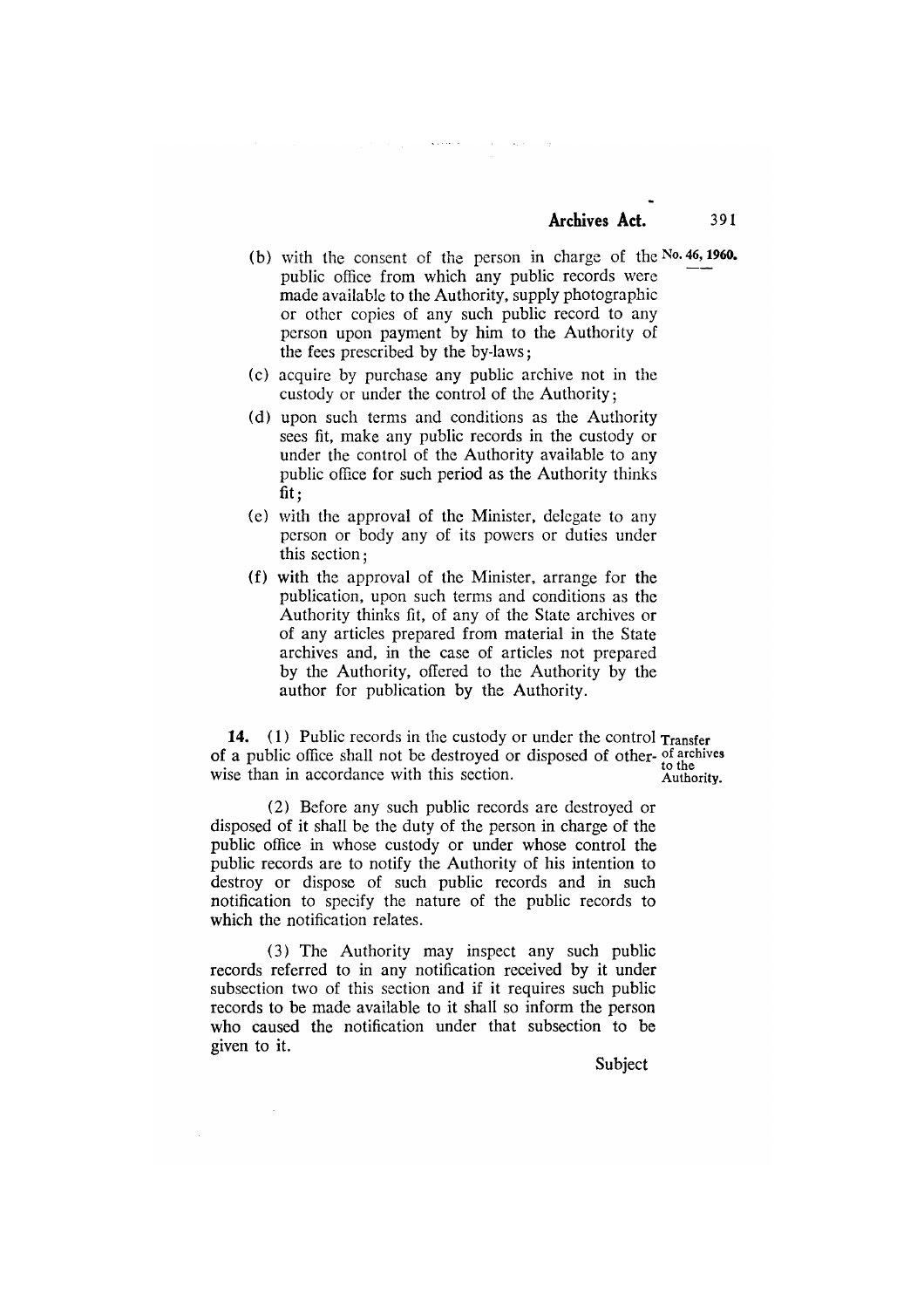(b) with the consent of the person in charge of the public office from which any public records were made available to the Authority, supply photographic or other copies of any such public record to any person upon payment by him to the Authority of the fees prescribed by the by-laws;

(c) acquire by purchase any public archive not in the custody or under the control of the Authority;

(d) upon such terms and conditions as the Authority sees fit, make any public records in the custody or under the control of the Authority available to any public office for such period as the Authority thinks fit;

(e) with the approval of the Minister, delegate to any person or body any of its powers or duties under this section;

(f) with the approval of the Minister, arrange for the publication, upon such terms and conditions as the Authority thinks fit, of any of the State archives or of any articles prepared from material in the State archives and, in the case of articles not prepared by the Authority, offered to the Authority by the author for publication by the Authority.

**Transfer of archives to the Authority.**

**14.** (1) Public records in the custody or under the control of a public office shall not be destroyed or disposed of otherwise than in accordance with this section.

(2) Before any such public records are destroyed or disposed of it shall be the duty of the person in charge of the public office in whose custody or under whose control the public records are to notify the Authority of his intention to destroy or dispose of such public records and in such notification to specify the nature of the public records to which the notification relates.

(3) The Authority may inspect any such public records referred to in any notification received by it under subsection two of this section and if it requires such public records to be made available to it shall so inform the person who caused the notification under that subsection to be given to it.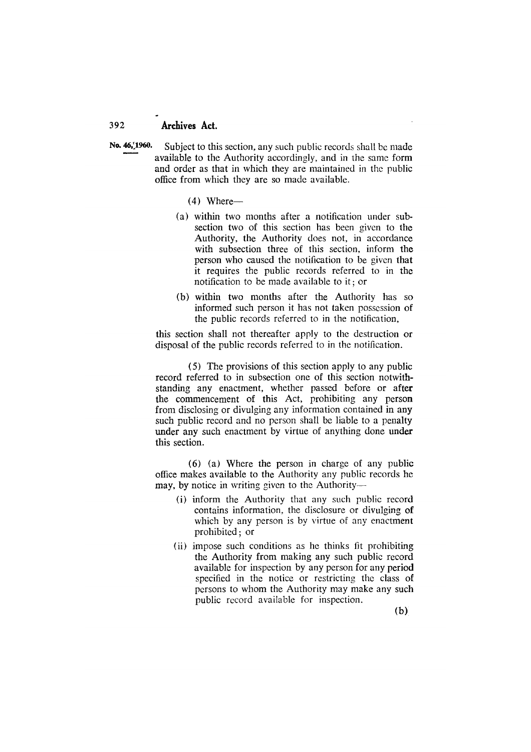Subject to this section, any such public records shall be made available to the Authority accordingly, and in the same form and order as that in which they are maintained in the public office from which they are so made available.

(4) Where—

(a) within two months after a notification under subsection two of this section has been given to the Authority, the Authority does not, in accordance with subsection three of this section, inform the person who caused the notification to be given that it requires the public records referred to in the notification to be made available to it; or

(b) within two months after the Authority has so informed such person it has not taken possession of the public records referred to in the notification,

this section shall not thereafter apply to the destruction or disposal of the public records referred to in the notification.

(5) The provisions of this section apply to any public record referred to in subsection one of this section notwithstanding any enactment, whether passed before or after the commencement of this Act, prohibiting any person from disclosing or divulging any information contained in any such public record and no person shall be liable to a penalty under any such enactment by virtue of anything done under this section.

(6) (a) Where the person in charge of any public office makes available to the Authority any public records he may, by notice in writing given to the Authority—

(i) inform the Authority that any such public record contains information, the disclosure or divulging of which by any person is by virtue of any enactment prohibited; or

(ii) impose such conditions as he thinks fit prohibiting the Authority from making any such public record available for inspection by any person for any period specified in the notice or restricting the class of persons to whom the Authority may make any such public record available for inspection.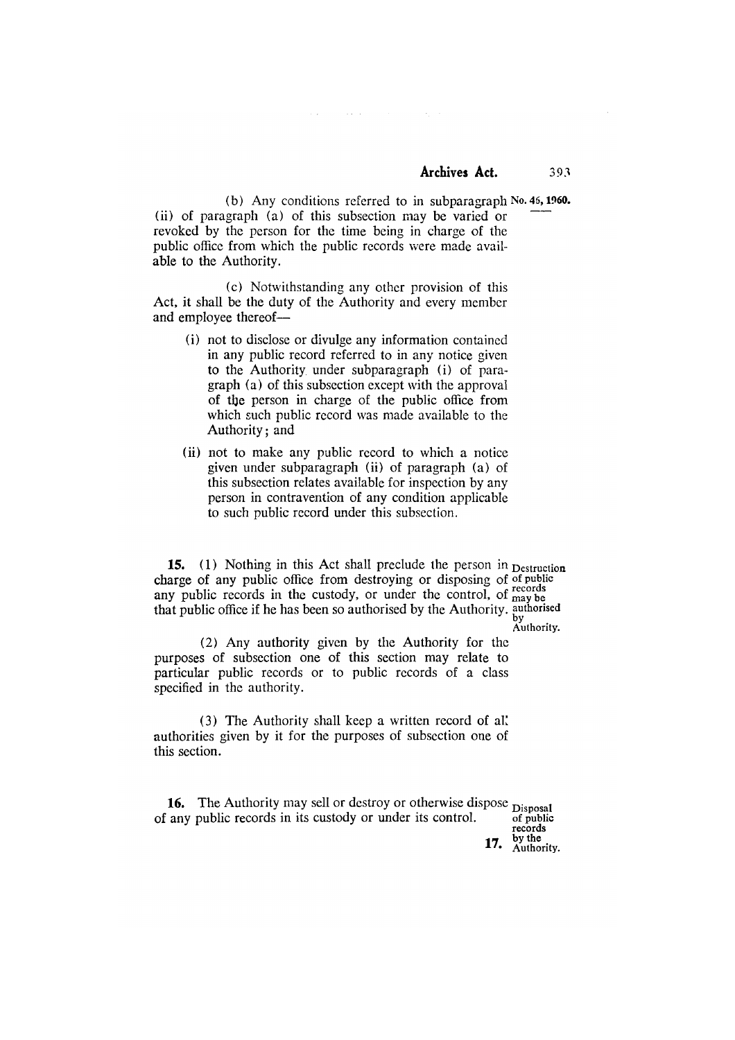(b) Any conditions referred to in subparagraph (ii) of paragraph (a) of this subsection may be varied or revoked by the person for the time being in charge of the public office from which the public records were made available to the Authority.

(c) Notwithstanding any other provision of this Act, it shall be the duty of the Authority and every member and employee thereof—

(i) not to disclose or divulge any information contained in any public record referred to in any notice given to the Authority under subparagraph (i) of paragraph (a) of this subsection except with the approval of the person in charge of the public office from which such public record was made available to the Authority; and

(ii) not to make any public record to which a notice given under subparagraph (ii) of paragraph (a) of this subsection relates available for inspection by any person in contravention of any condition applicable to such public record under this subsection.

**15.** (1) Nothing in this Act shall preclude the person in charge of any public office from destroying or disposing of any public records in the custody, or under the control, of that public office if he has been so authorised by the Authority.

Destruction of public records may be authorised by Authority.

(2) Any authority given by the Authority for the purposes of subsection one of this section may relate to particular public records or to public records of a class specified in the authority.

(3) The Authority shall keep a written record of all authorities given by it for the purposes of subsection one of this section.

**16.** The Authority may sell or destroy or otherwise dispose of any public records in its custody or under its control.

Disposal of public records by the Authority.

**17.**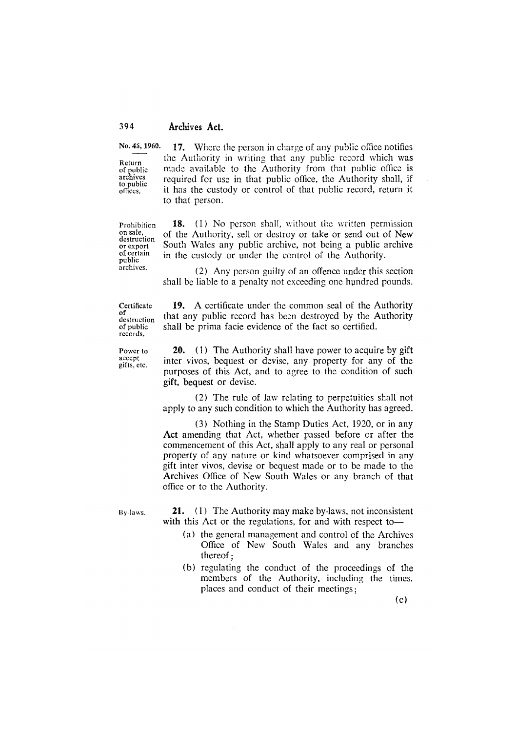No. 45, 1960.

**Return of public archives to public offices.**

**17.** Where the person in charge of any public office notifies the Authority in writing that any public record which was made available to the Authority from that public office is required for use in that public office, the Authority shall, if it has the custody or control of that public record, return it to that person.

**Prohibition on sale, destruction or export of certain public archives.**

**18.** (1) No person shall, without the written permission of the Authority, sell or destroy or take or send out of New South Wales any public archive, not being a public archive in the custody or under the control of the Authority.

(2) Any person guilty of an offence under this section shall be liable to a penalty not exceeding one hundred pounds.

**Certificate of destruction of public records.**

**19.** A certificate under the common seal of the Authority that any public record has been destroyed by the Authority shall be prima facie evidence of the fact so certified.

**Power to accept gifts, etc.**

**20.** (1) The Authority shall have power to acquire by gift inter vivos, bequest or devise, any property for any of the purposes of this Act, and to agree to the condition of such gift, bequest or devise.

(2) The rule of law relating to perpetuities shall not apply to any such condition to which the Authority has agreed.

(3) Nothing in the Stamp Duties Act, 1920, or in any Act amending that Act, whether passed before or after the commencement of this Act, shall apply to any real or personal property of any nature or kind whatsoever comprised in any gift inter vivos, devise or bequest made or to be made to the Archives Office of New South Wales or any branch of that office or to the Authority.

**By-laws.**

**21.** (1) The Authority may make by-laws, not inconsistent with this Act or the regulations, for and with respect to—

(a) the general management and control of the Archives Office of New South Wales and any branches thereof;

(b) regulating the conduct of the proceedings of the members of the Authority, including the times, places and conduct of their meetings;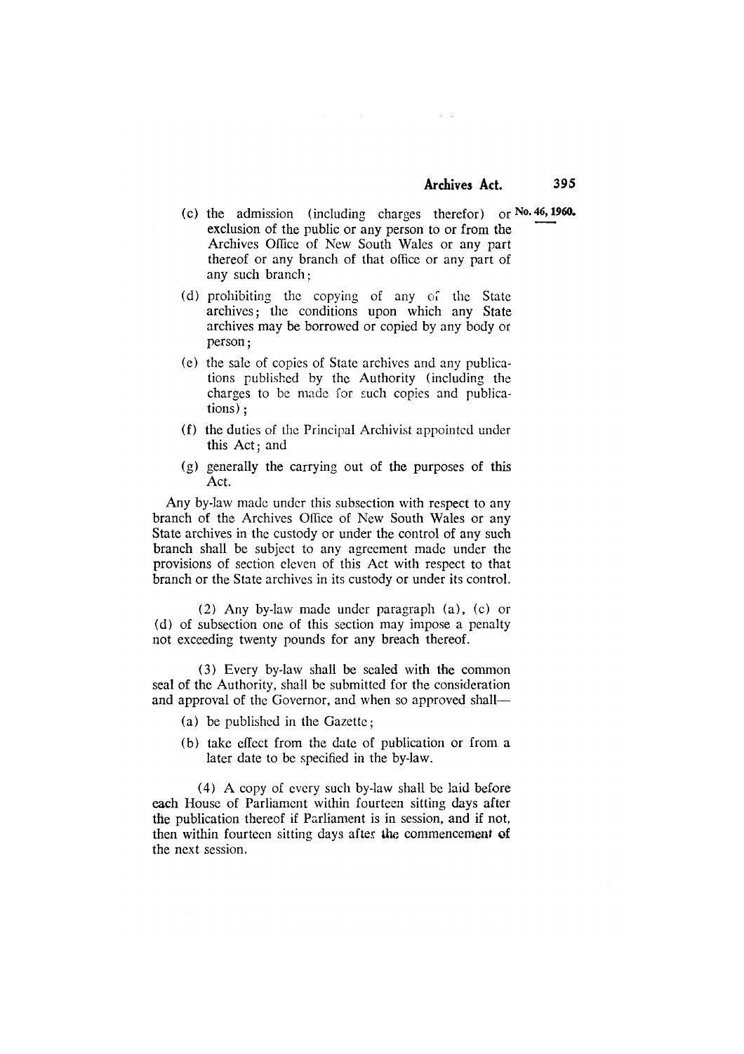(c) the admission (including charges therefor) or exclusion of the public or any person to or from the Archives Office of New South Wales or any part thereof or any branch of that office or any part of any such branch;

(d) prohibiting the copying of any of the State archives; the conditions upon which any State archives may be borrowed or copied by any body or person;

(e) the sale of copies of State archives and any publications published by the Authority (including the charges to be made for such copies and publications);

(f) the duties of the Principal Archivist appointed under this Act; and

(g) generally the carrying out of the purposes of this Act.

Any by-law made under this subsection with respect to any branch of the Archives Office of New South Wales or any State archives in the custody or under the control of any such branch shall be subject to any agreement made under the provisions of section eleven of this Act with respect to that branch or the State archives in its custody or under its control.

(2) Any by-law made under paragraph (a), (c) or (d) of subsection one of this section may impose a penalty not exceeding twenty pounds for any breach thereof.

(3) Every by-law shall be sealed with the common seal of the Authority, shall be submitted for the consideration and approval of the Governor, and when so approved shall—

(a) be published in the Gazette;

(b) take effect from the date of publication or from a later date to be specified in the by-law.

(4) A copy of every such by-law shall be laid before each House of Parliament within fourteen sitting days after the publication thereof if Parliament is in session, and if not, then within fourteen sitting days after the commencement of the next session.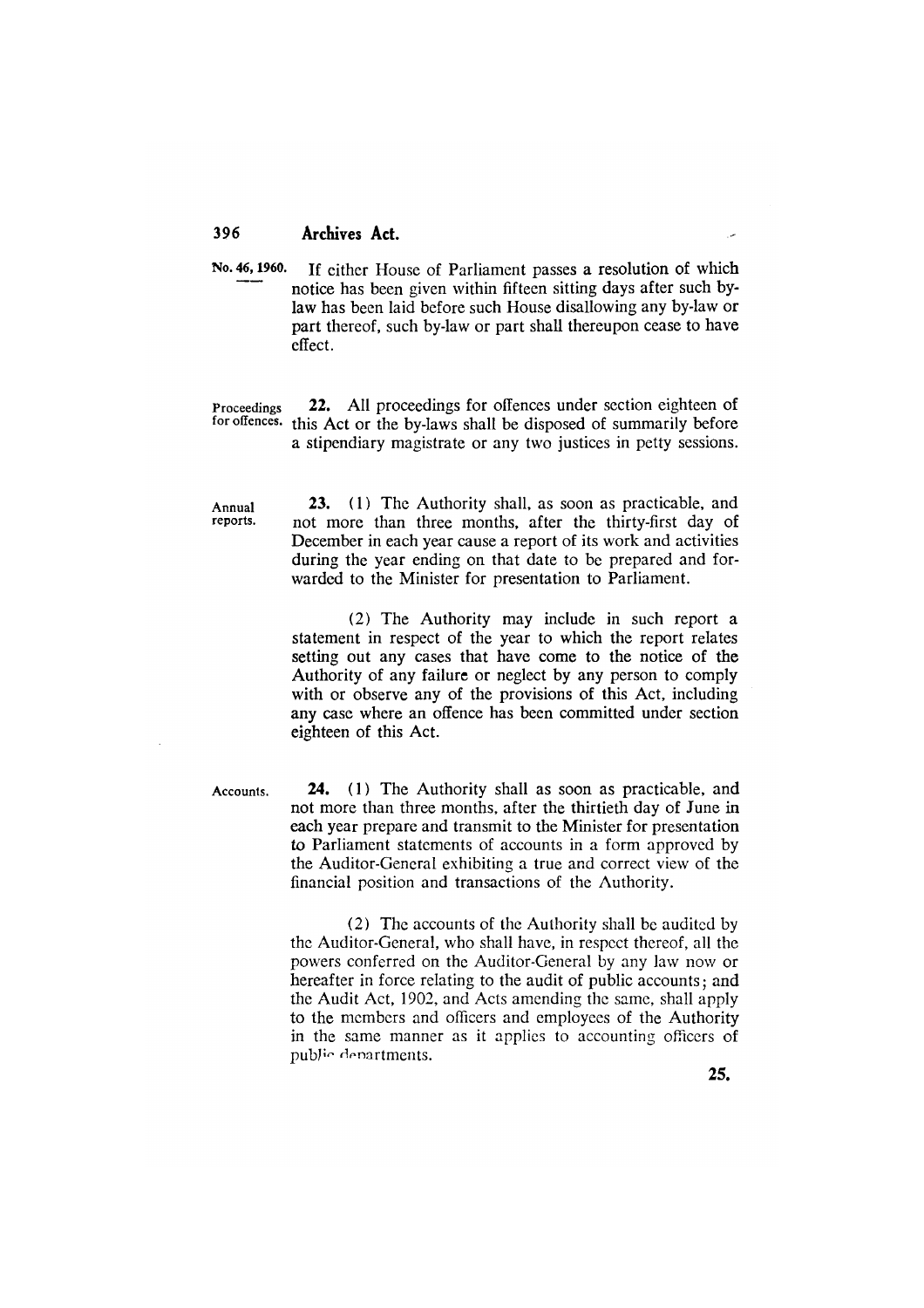No. 46, 1960.

If either House of Parliament passes a resolution of which notice has been given within fifteen sitting days after such by-law has been laid before such House disallowing any by-law or part thereof, such by-law or part shall thereupon cease to have effect.

**Proceedings for offences.**

**22.** All proceedings for offences under section eighteen of this Act or the by-laws shall be disposed of summarily before a stipendiary magistrate or any two justices in petty sessions.

**Annual reports.**

**23.** (1) The Authority shall, as soon as practicable, and not more than three months, after the thirty-first day of December in each year cause a report of its work and activities during the year ending on that date to be prepared and forwarded to the Minister for presentation to Parliament.

(2) The Authority may include in such report a statement in respect of the year to which the report relates setting out any cases that have come to the notice of the Authority of any failure or neglect by any person to comply with or observe any of the provisions of this Act, including any case where an offence has been committed under section eighteen of this Act.

**Accounts.**

**24.** (1) The Authority shall as soon as practicable, and not more than three months, after the thirtieth day of June in each year prepare and transmit to the Minister for presentation to Parliament statements of accounts in a form approved by the Auditor-General exhibiting a true and correct view of the financial position and transactions of the Authority.

(2) The accounts of the Authority shall be audited by the Auditor-General, who shall have, in respect thereof, all the powers conferred on the Auditor-General by any law now or hereafter in force relating to the audit of public accounts; and the Audit Act, 1902, and Acts amending the same, shall apply to the members and officers and employees of the Authority in the same manner as it applies to accounting officers of public departments.

**25.**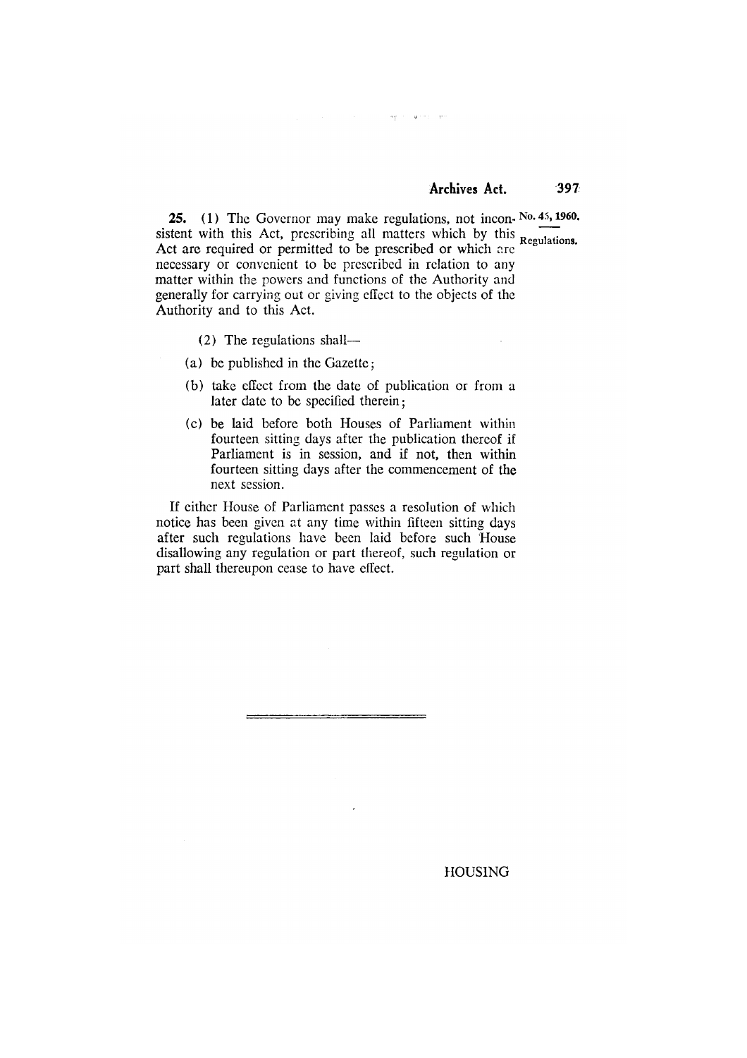**25.** (1) The Governor may make regulations, not inconsistent with this Act, prescribing all matters which by this Act are required or permitted to be prescribed or which are necessary or convenient to be prescribed in relation to any matter within the powers and functions of the Authority and generally for carrying out or giving effect to the objects of the Authority and to this Act.

No. 45, 1960.

Regulations.

(2) The regulations shall—

(a) be published in the Gazette;

(b) take effect from the date of publication or from a later date to be specified therein;

(c) be laid before both Houses of Parliament within fourteen sitting days after the publication thereof if Parliament is in session, and if not, then within fourteen sitting days after the commencement of the next session.

If either House of Parliament passes a resolution of which notice has been given at any time within fifteen sitting days after such regulations have been laid before such House disallowing any regulation or part thereof, such regulation or part shall thereupon cease to have effect.

---

HOUSING